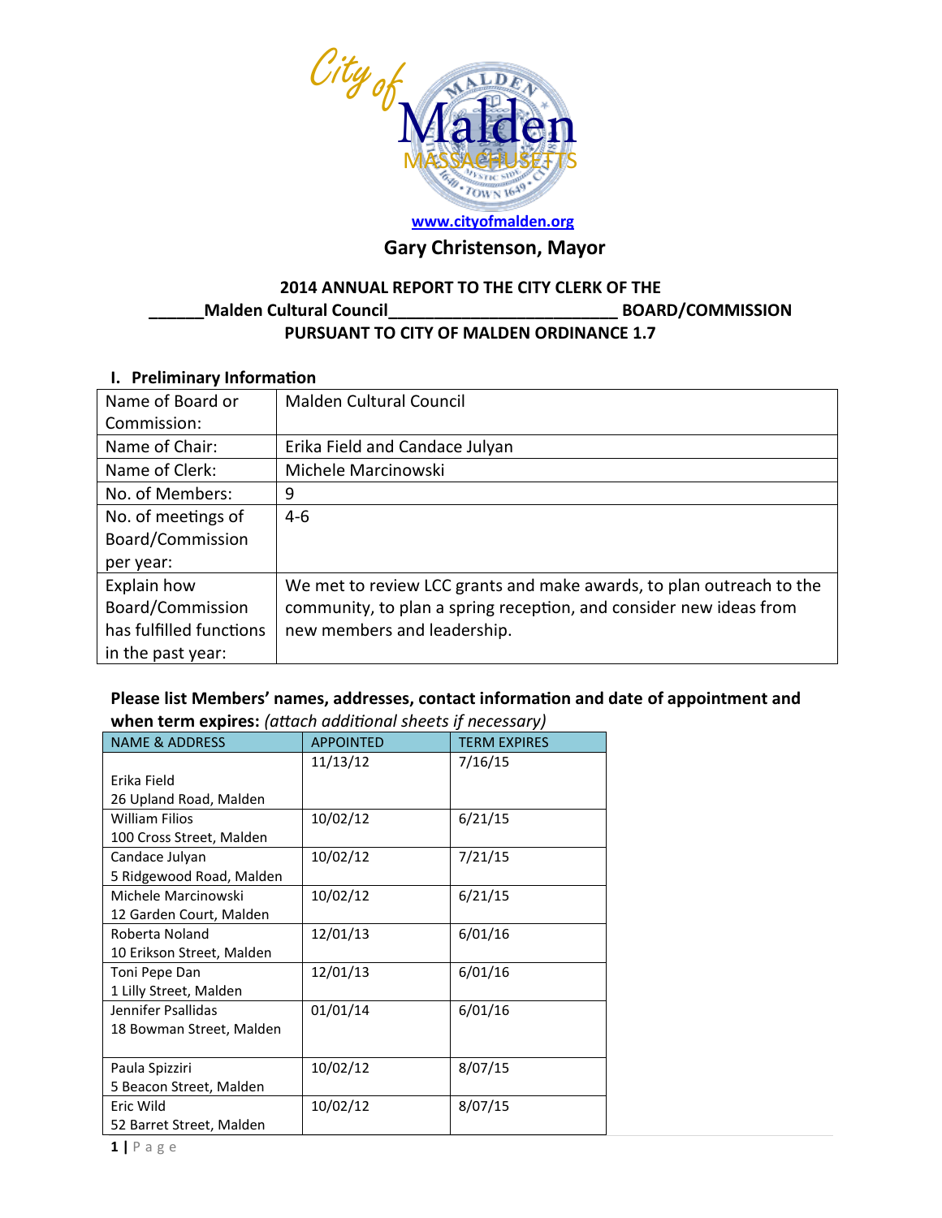City of Malden Massachusetts

www.cityofmalden.org

**Gary Christenson, Mayor**

**2014 ANNUAL REPORT TO THE CITY CLERK OF THE**
**\_\_\_\_\_\_Malden Cultural Council\_\_\_\_\_\_\_\_\_\_\_\_\_\_\_\_\_\_\_\_\_\_\_\_\_\_ BOARD/COMMISSION**
**PURSUANT TO CITY OF MALDEN ORDINANCE 1.7**

### I. Preliminary Information

| | |
|---|---|
| Name of Board or Commission: | Malden Cultural Council |
| Name of Chair: | Erika Field and Candace Julyan |
| Name of Clerk: | Michele Marcinowski |
| No. of Members: | 9 |
| No. of meetings of Board/Commission per year: | 4-6 |
| Explain how Board/Commission has fulfilled functions in the past year: | We met to review LCC grants and make awards, to plan outreach to the community, to plan a spring reception, and consider new ideas from new members and leadership. |

**Please list Members' names, addresses, contact information and date of appointment and when term expires:** *(attach additional sheets if necessary)*

| NAME & ADDRESS | APPOINTED | TERM EXPIRES |
|---|---|---|
| Erika Field<br>26 Upland Road, Malden | 11/13/12 | 7/16/15 |
| William Filios<br>100 Cross Street, Malden | 10/02/12 | 6/21/15 |
| Candace Julyan<br>5 Ridgewood Road, Malden | 10/02/12 | 7/21/15 |
| Michele Marcinowski<br>12 Garden Court, Malden | 10/02/12 | 6/21/15 |
| Roberta Noland<br>10 Erikson Street, Malden | 12/01/13 | 6/01/16 |
| Toni Pepe Dan<br>1 Lilly Street, Malden | 12/01/13 | 6/01/16 |
| Jennifer Psallidas<br>18 Bowman Street, Malden | 01/01/14 | 6/01/16 |
| Paula Spizziri<br>5 Beacon Street, Malden | 10/02/12 | 8/07/15 |
| Eric Wild<br>52 Barret Street, Malden | 10/02/12 | 8/07/15 |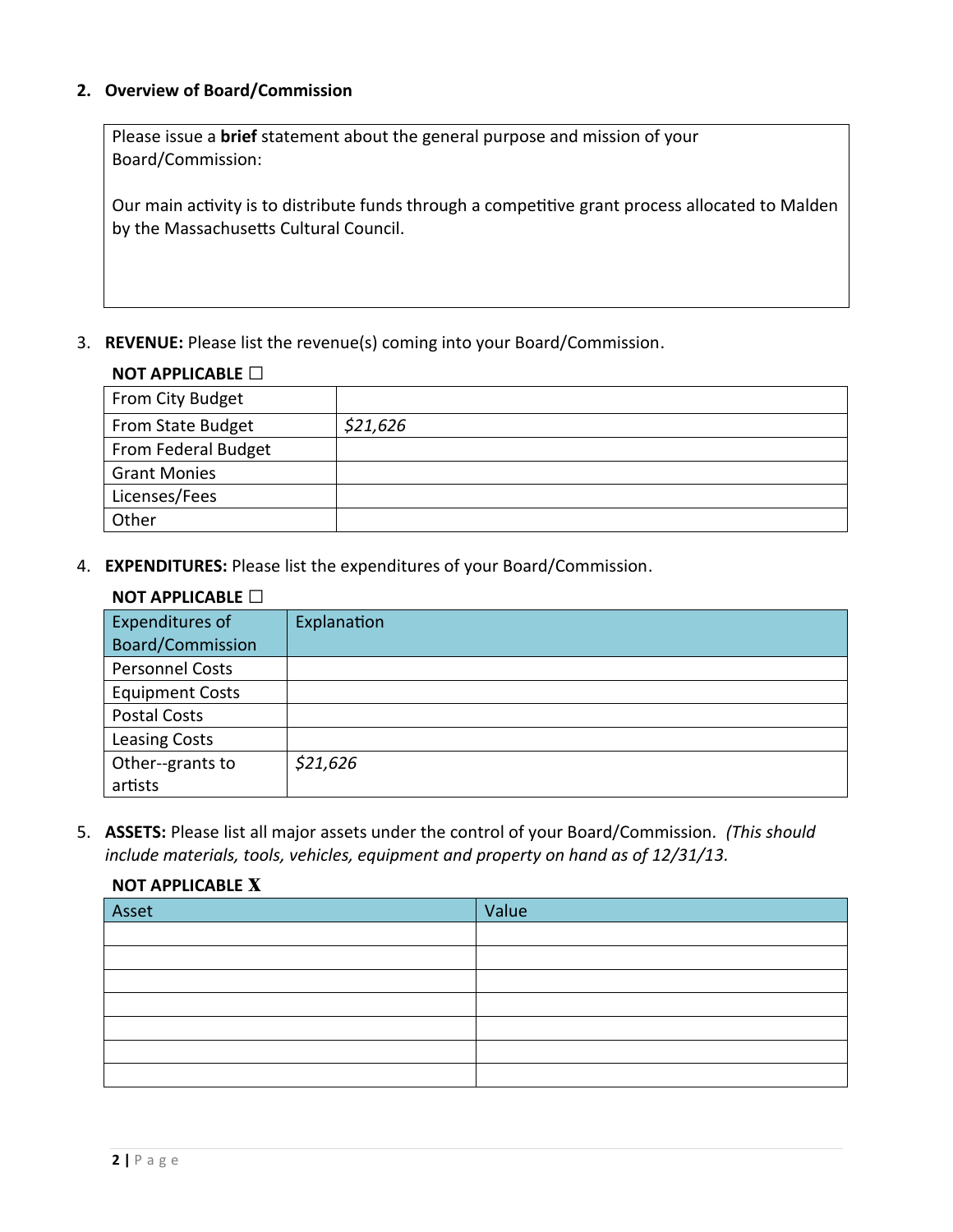## 2. Overview of Board/Commission

Please issue a **brief** statement about the general purpose and mission of your Board/Commission:

Our main activity is to distribute funds through a competitive grant process allocated to Malden by the Massachusetts Cultural Council.

3. **REVENUE:** Please list the revenue(s) coming into your Board/Commission.

**NOT APPLICABLE ☐**

| | |
|---|---|
| From City Budget | |
| From State Budget | *$21,626* |
| From Federal Budget | |
| Grant Monies | |
| Licenses/Fees | |
| Other | |

4. **EXPENDITURES:** Please list the expenditures of your Board/Commission.

**NOT APPLICABLE ☐**

| Expenditures of Board/Commission | Explanation |
|---|---|
| Personnel Costs | |
| Equipment Costs | |
| Postal Costs | |
| Leasing Costs | |
| Other--grants to artists | *$21,626* |

5. **ASSETS:** Please list all major assets under the control of your Board/Commission. *(This should include materials, tools, vehicles, equipment and property on hand as of 12/31/13.*

**NOT APPLICABLE X**

| Asset | Value |
|---|---|
| | |
| | |
| | |
| | |
| | |
| | |
| | |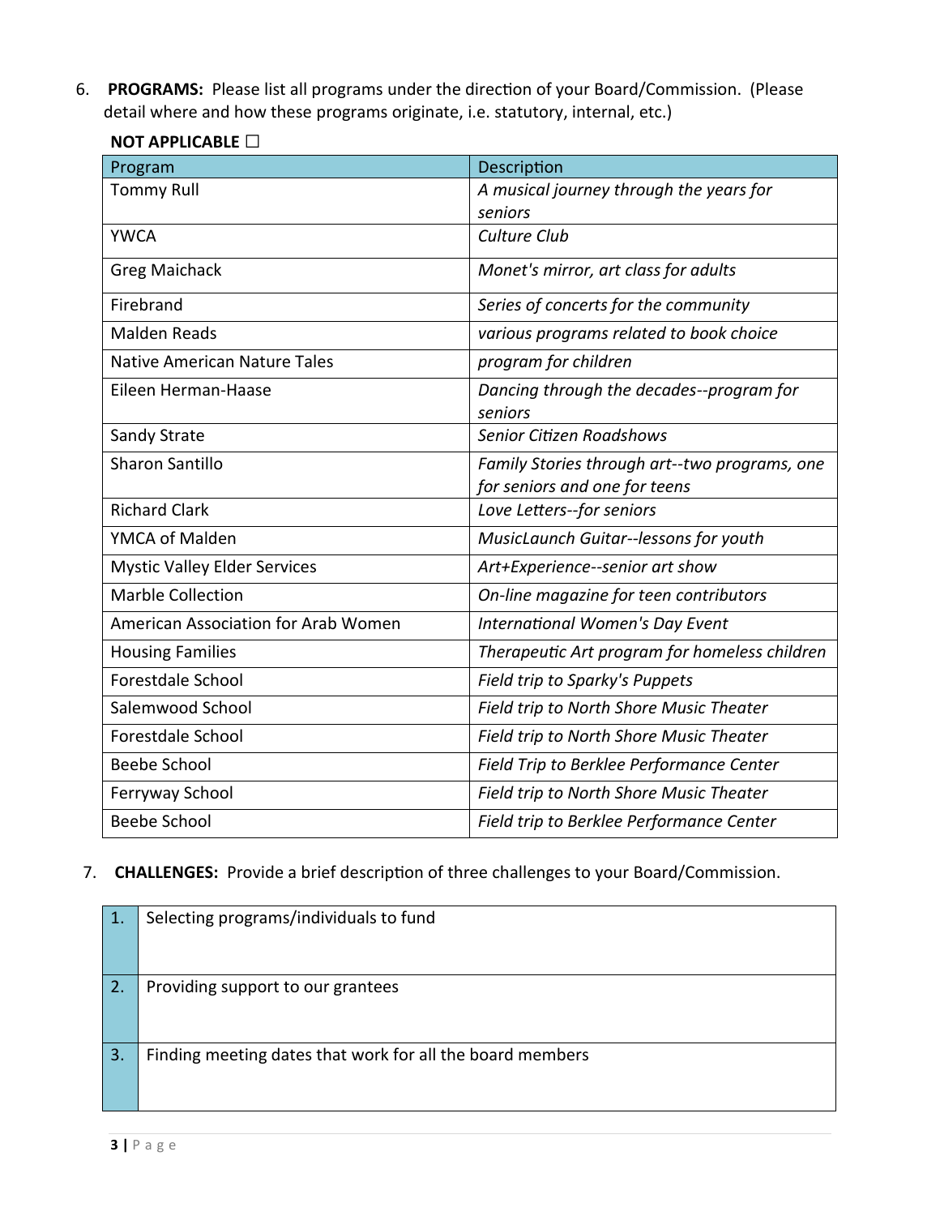6. **PROGRAMS:** Please list all programs under the direction of your Board/Commission. (Please detail where and how these programs originate, i.e. statutory, internal, etc.)

**NOT APPLICABLE ☐**

| Program | Description |
|---|---|
| Tommy Rull | *A musical journey through the years for seniors* |
| YWCA | *Culture Club* |
| Greg Maichack | *Monet's mirror, art class for adults* |
| Firebrand | *Series of concerts for the community* |
| Malden Reads | *various programs related to book choice* |
| Native American Nature Tales | *program for children* |
| Eileen Herman-Haase | *Dancing through the decades--program for seniors* |
| Sandy Strate | *Senior Citizen Roadshows* |
| Sharon Santillo | *Family Stories through art--two programs, one for seniors and one for teens* |
| Richard Clark | *Love Letters--for seniors* |
| YMCA of Malden | *MusicLaunch Guitar--lessons for youth* |
| Mystic Valley Elder Services | *Art+Experience--senior art show* |
| Marble Collection | *On-line magazine for teen contributors* |
| American Association for Arab Women | *International Women's Day Event* |
| Housing Families | *Therapeutic Art program for homeless children* |
| Forestdale School | *Field trip to Sparky's Puppets* |
| Salemwood School | *Field trip to North Shore Music Theater* |
| Forestdale School | *Field trip to North Shore Music Theater* |
| Beebe School | *Field Trip to Berklee Performance Center* |
| Ferryway School | *Field trip to North Shore Music Theater* |
| Beebe School | *Field trip to Berklee Performance Center* |

7. **CHALLENGES:** Provide a brief description of three challenges to your Board/Commission.

| | |
|---|---|
| 1. | Selecting programs/individuals to fund |
| 2. | Providing support to our grantees |
| 3. | Finding meeting dates that work for all the board members |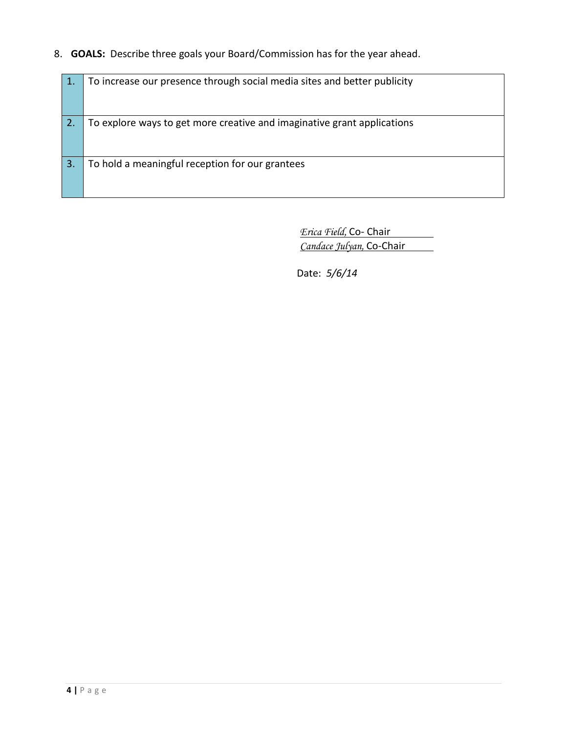8. **GOALS:** Describe three goals your Board/Commission has for the year ahead.

| | |
|---|---|
| 1. | To increase our presence through social media sites and better publicity |
| 2. | To explore ways to get more creative and imaginative grant applications |
| 3. | To hold a meaningful reception for our grantees |

*Erica Field,* Co- Chair
*Candace Julyan,* Co-Chair

Date: *5/6/14*